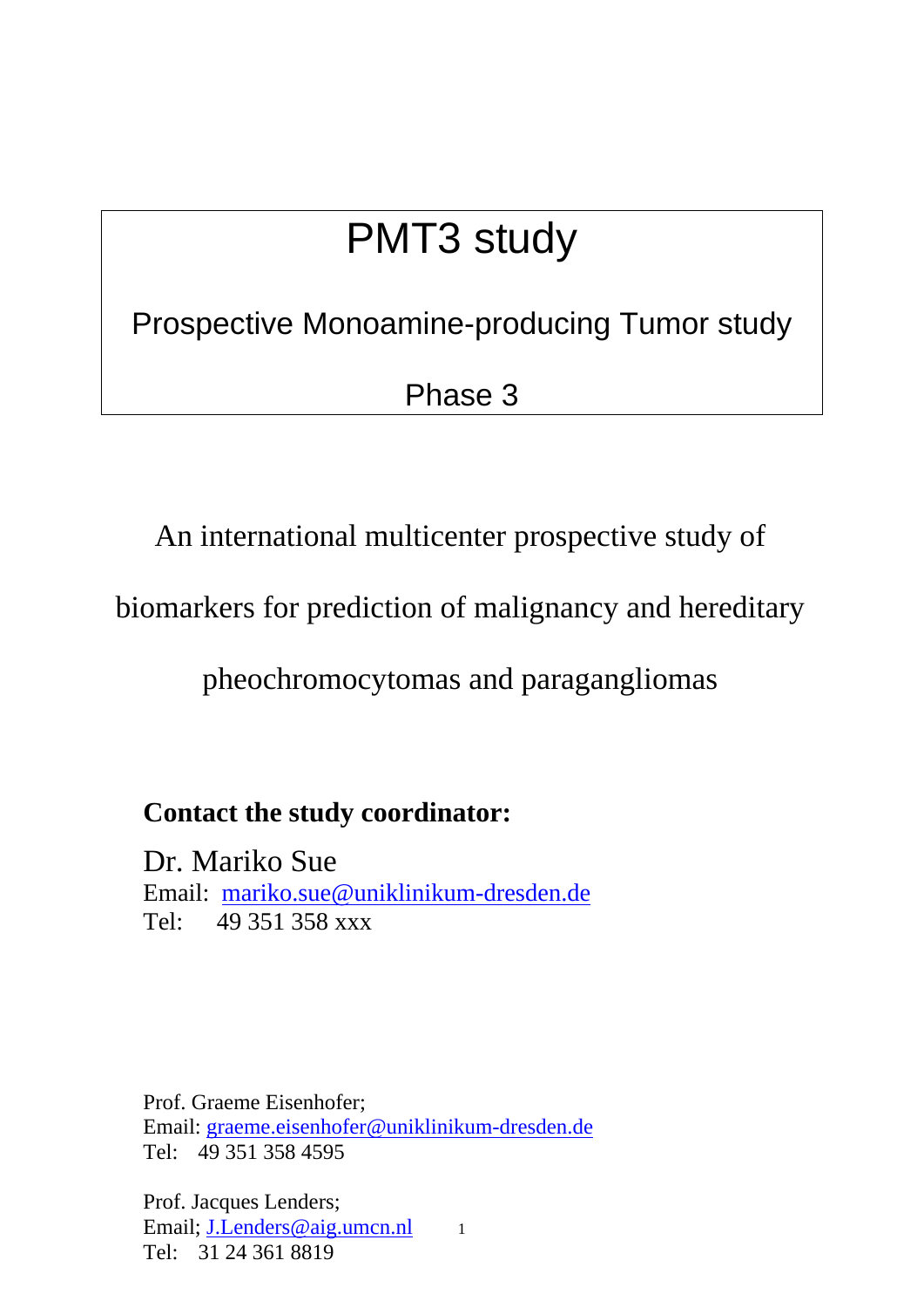# PMT3 study

## Prospective Monoamine-producing Tumor study

## Phase 3

An international multicenter prospective study of biomarkers for prediction of malignancy and hereditary pheochromocytomas and paragangliomas

**Contact the study coordinator:**

Dr. Mariko Sue
Email: mariko.sue@uniklinikum-dresden.de
Tel: 49 351 358 xxx

Prof. Graeme Eisenhofer;
Email: graeme.eisenhofer@uniklinikum-dresden.de
Tel: 49 351 358 4595

Prof. Jacques Lenders;
Email; J.Lenders@aig.umcn.nl
Tel: 31 24 361 8819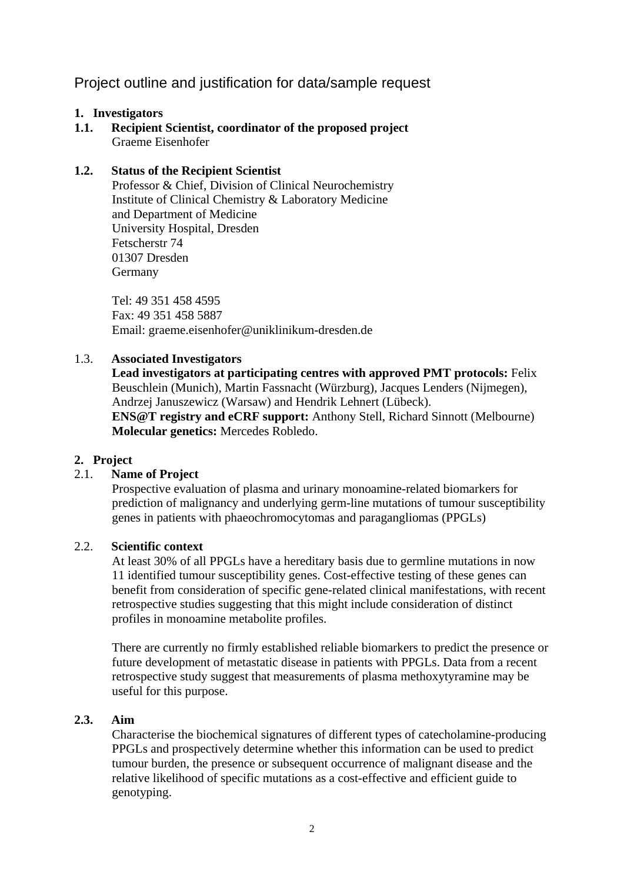# Project outline and justification for data/sample request

## 1. Investigators

### 1.1. Recipient Scientist, coordinator of the proposed project

Graeme Eisenhofer

### 1.2. Status of the Recipient Scientist

Professor & Chief, Division of Clinical Neurochemistry
Institute of Clinical Chemistry & Laboratory Medicine
and Department of Medicine
University Hospital, Dresden
Fetscherstr 74
01307 Dresden
Germany

Tel: 49 351 458 4595
Fax: 49 351 458 5887
Email: graeme.eisenhofer@uniklinikum-dresden.de

### 1.3. Associated Investigators

**Lead investigators at participating centres with approved PMT protocols:** Felix Beuschlein (Munich), Martin Fassnacht (Würzburg), Jacques Lenders (Nijmegen), Andrzej Januszewicz (Warsaw) and Hendrik Lehnert (Lübeck).
**ENS@T registry and eCRF support:** Anthony Stell, Richard Sinnott (Melbourne)
**Molecular genetics:** Mercedes Robledo.

## 2. Project

### 2.1. Name of Project

Prospective evaluation of plasma and urinary monoamine-related biomarkers for prediction of malignancy and underlying germ-line mutations of tumour susceptibility genes in patients with phaeochromocytomas and paragangliomas (PPGLs)

### 2.2. Scientific context

At least 30% of all PPGLs have a hereditary basis due to germline mutations in now 11 identified tumour susceptibility genes. Cost-effective testing of these genes can benefit from consideration of specific gene-related clinical manifestations, with recent retrospective studies suggesting that this might include consideration of distinct profiles in monoamine metabolite profiles.

There are currently no firmly established reliable biomarkers to predict the presence or future development of metastatic disease in patients with PPGLs. Data from a recent retrospective study suggest that measurements of plasma methoxytyramine may be useful for this purpose.

### 2.3. Aim

Characterise the biochemical signatures of different types of catecholamine-producing PPGLs and prospectively determine whether this information can be used to predict tumour burden, the presence or subsequent occurrence of malignant disease and the relative likelihood of specific mutations as a cost-effective and efficient guide to genotyping.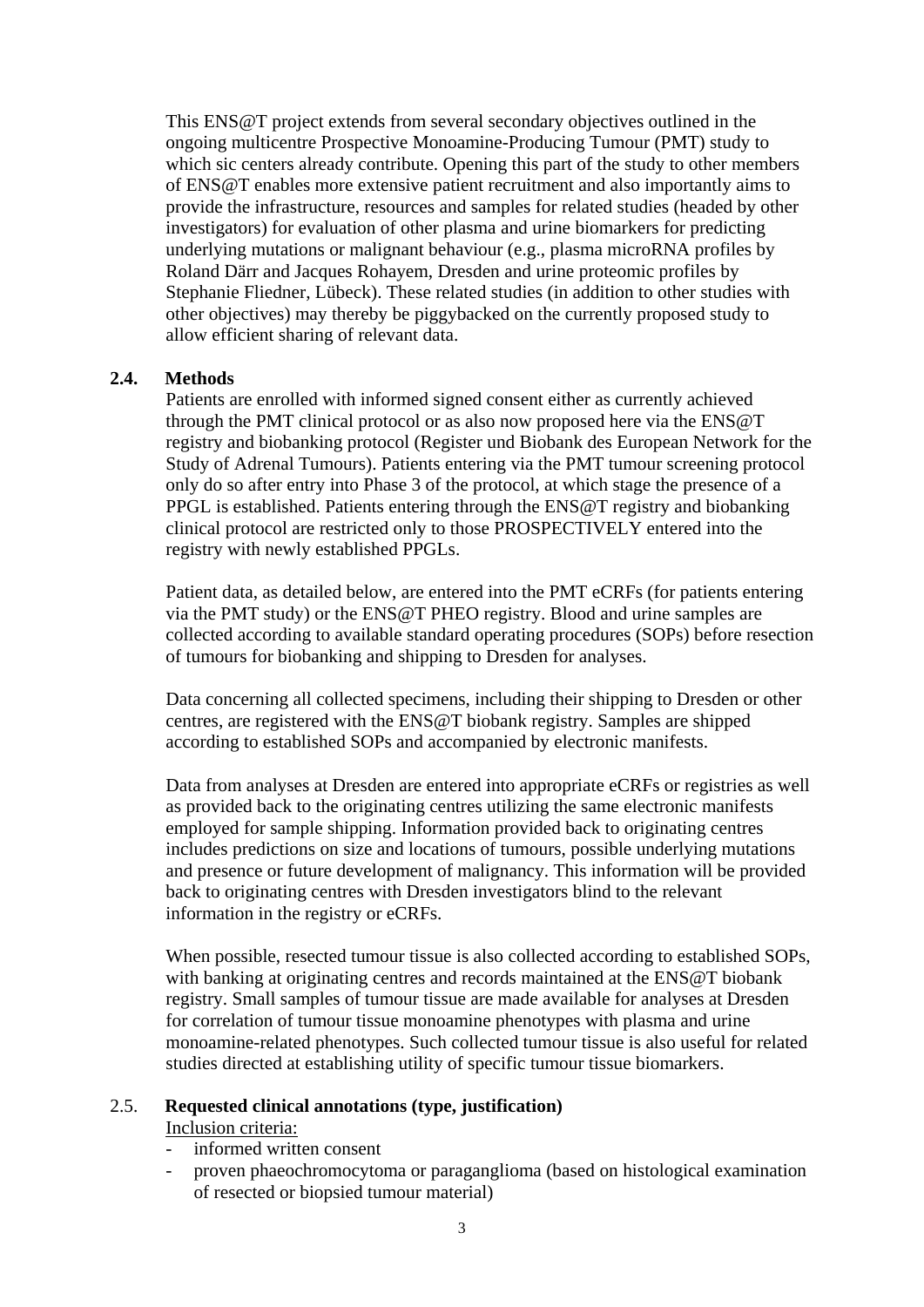This ENS@T project extends from several secondary objectives outlined in the ongoing multicentre Prospective Monoamine-Producing Tumour (PMT) study to which sic centers already contribute. Opening this part of the study to other members of ENS@T enables more extensive patient recruitment and also importantly aims to provide the infrastructure, resources and samples for related studies (headed by other investigators) for evaluation of other plasma and urine biomarkers for predicting underlying mutations or malignant behaviour (e.g., plasma microRNA profiles by Roland Därr and Jacques Rohayem, Dresden and urine proteomic profiles by Stephanie Fliedner, Lübeck). These related studies (in addition to other studies with other objectives) may thereby be piggybacked on the currently proposed study to allow efficient sharing of relevant data.

## 2.4. Methods

Patients are enrolled with informed signed consent either as currently achieved through the PMT clinical protocol or as also now proposed here via the ENS@T registry and biobanking protocol (Register und Biobank des European Network for the Study of Adrenal Tumours). Patients entering via the PMT tumour screening protocol only do so after entry into Phase 3 of the protocol, at which stage the presence of a PPGL is established. Patients entering through the ENS@T registry and biobanking clinical protocol are restricted only to those PROSPECTIVELY entered into the registry with newly established PPGLs.

Patient data, as detailed below, are entered into the PMT eCRFs (for patients entering via the PMT study) or the ENS@T PHEO registry. Blood and urine samples are collected according to available standard operating procedures (SOPs) before resection of tumours for biobanking and shipping to Dresden for analyses.

Data concerning all collected specimens, including their shipping to Dresden or other centres, are registered with the ENS@T biobank registry. Samples are shipped according to established SOPs and accompanied by electronic manifests.

Data from analyses at Dresden are entered into appropriate eCRFs or registries as well as provided back to the originating centres utilizing the same electronic manifests employed for sample shipping. Information provided back to originating centres includes predictions on size and locations of tumours, possible underlying mutations and presence or future development of malignancy. This information will be provided back to originating centres with Dresden investigators blind to the relevant information in the registry or eCRFs.

When possible, resected tumour tissue is also collected according to established SOPs, with banking at originating centres and records maintained at the ENS@T biobank registry. Small samples of tumour tissue are made available for analyses at Dresden for correlation of tumour tissue monoamine phenotypes with plasma and urine monoamine-related phenotypes. Such collected tumour tissue is also useful for related studies directed at establishing utility of specific tumour tissue biomarkers.

## 2.5. Requested clinical annotations (type, justification)

Inclusion criteria:

- informed written consent
- proven phaeochromocytoma or paraganglioma (based on histological examination of resected or biopsied tumour material)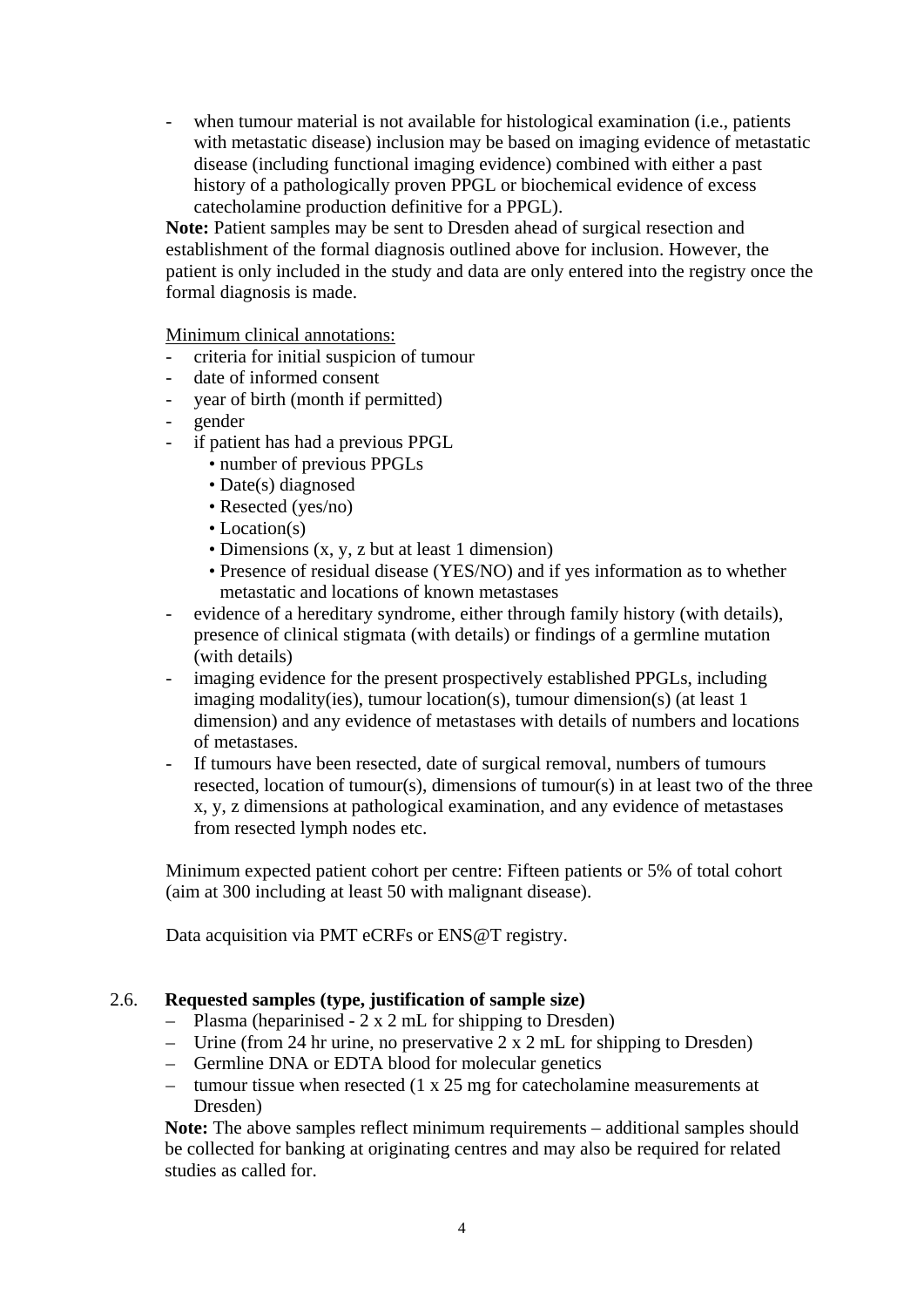- when tumour material is not available for histological examination (i.e., patients with metastatic disease) inclusion may be based on imaging evidence of metastatic disease (including functional imaging evidence) combined with either a past history of a pathologically proven PPGL or biochemical evidence of excess catecholamine production definitive for a PPGL).

**Note:** Patient samples may be sent to Dresden ahead of surgical resection and establishment of the formal diagnosis outlined above for inclusion. However, the patient is only included in the study and data are only entered into the registry once the formal diagnosis is made.

Minimum clinical annotations:

- criteria for initial suspicion of tumour
- date of informed consent
- year of birth (month if permitted)
- gender
- if patient has had a previous PPGL
  - number of previous PPGLs
  - Date(s) diagnosed
  - Resected (yes/no)
  - Location(s)
  - Dimensions (x, y, z but at least 1 dimension)
  - Presence of residual disease (YES/NO) and if yes information as to whether metastatic and locations of known metastases
- evidence of a hereditary syndrome, either through family history (with details), presence of clinical stigmata (with details) or findings of a germline mutation (with details)
- imaging evidence for the present prospectively established PPGLs, including imaging modality(ies), tumour location(s), tumour dimension(s) (at least 1 dimension) and any evidence of metastases with details of numbers and locations of metastases.
- If tumours have been resected, date of surgical removal, numbers of tumours resected, location of tumour(s), dimensions of tumour(s) in at least two of the three x, y, z dimensions at pathological examination, and any evidence of metastases from resected lymph nodes etc.

Minimum expected patient cohort per centre: Fifteen patients or 5% of total cohort (aim at 300 including at least 50 with malignant disease).

Data acquisition via PMT eCRFs or ENS@T registry.

### 2.6. Requested samples (type, justification of sample size)

- Plasma (heparinised - 2 x 2 mL for shipping to Dresden)
- Urine (from 24 hr urine, no preservative 2 x 2 mL for shipping to Dresden)
- Germline DNA or EDTA blood for molecular genetics
- tumour tissue when resected (1 x 25 mg for catecholamine measurements at Dresden)

**Note:** The above samples reflect minimum requirements – additional samples should be collected for banking at originating centres and may also be required for related studies as called for.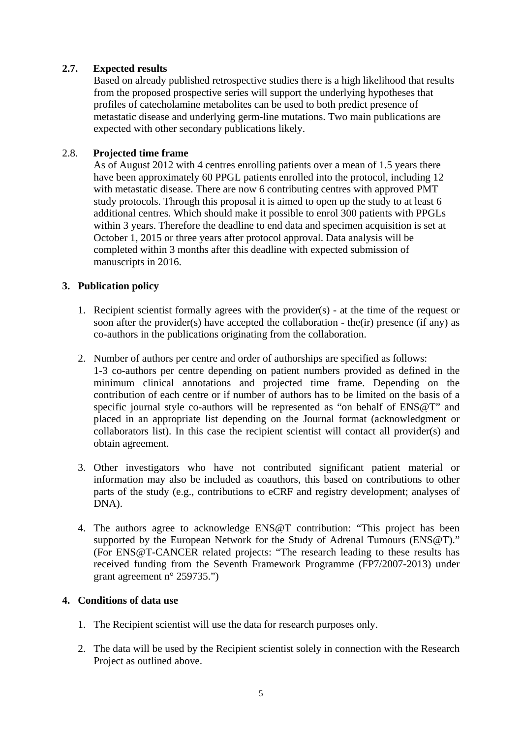### 2.7. Expected results

Based on already published retrospective studies there is a high likelihood that results from the proposed prospective series will support the underlying hypotheses that profiles of catecholamine metabolites can be used to both predict presence of metastatic disease and underlying germ-line mutations. Two main publications are expected with other secondary publications likely.

### 2.8. Projected time frame

As of August 2012 with 4 centres enrolling patients over a mean of 1.5 years there have been approximately 60 PPGL patients enrolled into the protocol, including 12 with metastatic disease. There are now 6 contributing centres with approved PMT study protocols. Through this proposal it is aimed to open up the study to at least 6 additional centres. Which should make it possible to enrol 300 patients with PPGLs within 3 years. Therefore the deadline to end data and specimen acquisition is set at October 1, 2015 or three years after protocol approval. Data analysis will be completed within 3 months after this deadline with expected submission of manuscripts in 2016.

## 3. Publication policy

1. Recipient scientist formally agrees with the provider(s) - at the time of the request or soon after the provider(s) have accepted the collaboration - the(ir) presence (if any) as co-authors in the publications originating from the collaboration.

2. Number of authors per centre and order of authorships are specified as follows: 1-3 co-authors per centre depending on patient numbers provided as defined in the minimum clinical annotations and projected time frame. Depending on the contribution of each centre or if number of authors has to be limited on the basis of a specific journal style co-authors will be represented as "on behalf of ENS@T" and placed in an appropriate list depending on the Journal format (acknowledgment or collaborators list). In this case the recipient scientist will contact all provider(s) and obtain agreement.

3. Other investigators who have not contributed significant patient material or information may also be included as coauthors, this based on contributions to other parts of the study (e.g., contributions to eCRF and registry development; analyses of DNA).

4. The authors agree to acknowledge ENS@T contribution: "This project has been supported by the European Network for the Study of Adrenal Tumours (ENS@T)." (For ENS@T-CANCER related projects: "The research leading to these results has received funding from the Seventh Framework Programme (FP7/2007-2013) under grant agreement n° 259735.")

## 4. Conditions of data use

1. The Recipient scientist will use the data for research purposes only.

2. The data will be used by the Recipient scientist solely in connection with the Research Project as outlined above.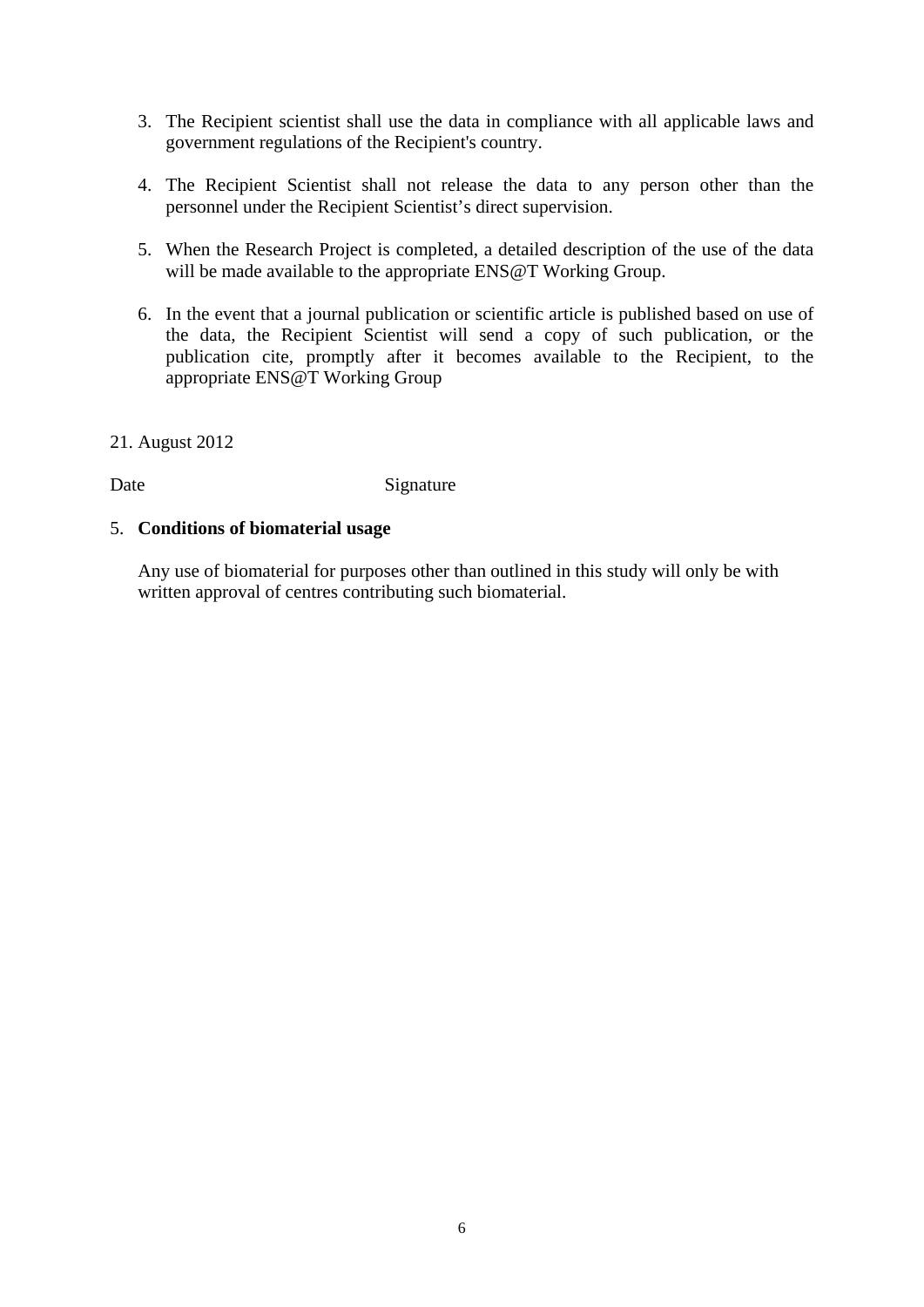3. The Recipient scientist shall use the data in compliance with all applicable laws and government regulations of the Recipient's country.

4. The Recipient Scientist shall not release the data to any person other than the personnel under the Recipient Scientist's direct supervision.

5. When the Research Project is completed, a detailed description of the use of the data will be made available to the appropriate ENS@T Working Group.

6. In the event that a journal publication or scientific article is published based on use of the data, the Recipient Scientist will send a copy of such publication, or the publication cite, promptly after it becomes available to the Recipient, to the appropriate ENS@T Working Group

21. August 2012

Date Signature

5. **Conditions of biomaterial usage**

   Any use of biomaterial for purposes other than outlined in this study will only be with written approval of centres contributing such biomaterial.